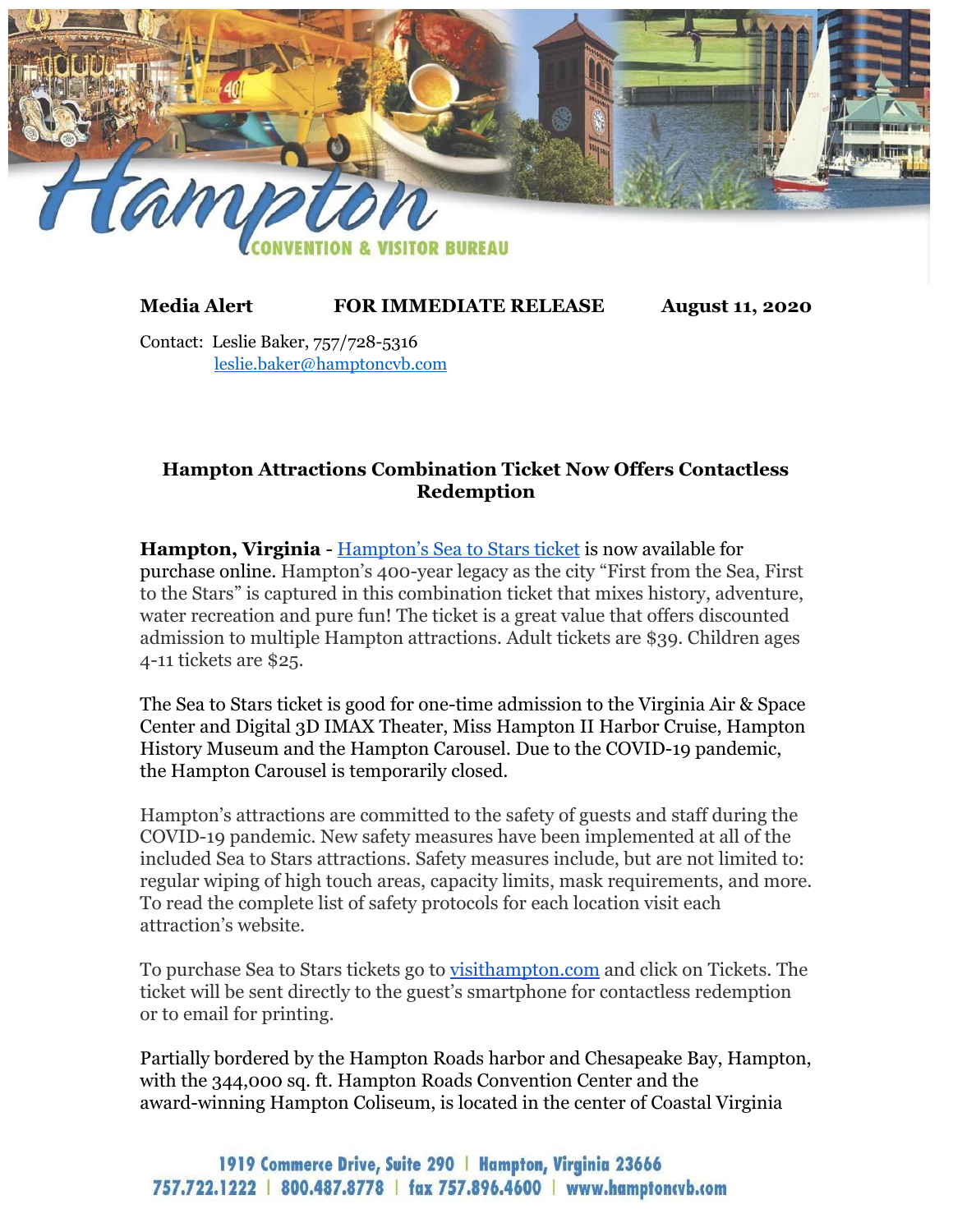**Media Alert** **FOR IMMEDIATE RELEASE** **August 11, 2020**

Contact: Leslie Baker, 757/728-5316
leslie.baker@hamptoncvb.com

## Hampton Attractions Combination Ticket Now Offers Contactless Redemption

**Hampton, Virginia** - Hampton's Sea to Stars ticket is now available for purchase online. Hampton's 400-year legacy as the city "First from the Sea, First to the Stars" is captured in this combination ticket that mixes history, adventure, water recreation and pure fun! The ticket is a great value that offers discounted admission to multiple Hampton attractions. Adult tickets are $39. Children ages 4-11 tickets are $25.

The Sea to Stars ticket is good for one-time admission to the Virginia Air & Space Center and Digital 3D IMAX Theater, Miss Hampton II Harbor Cruise, Hampton History Museum and the Hampton Carousel. Due to the COVID-19 pandemic, the Hampton Carousel is temporarily closed.

Hampton's attractions are committed to the safety of guests and staff during the COVID-19 pandemic. New safety measures have been implemented at all of the included Sea to Stars attractions. Safety measures include, but are not limited to: regular wiping of high touch areas, capacity limits, mask requirements, and more. To read the complete list of safety protocols for each location visit each attraction's website.

To purchase Sea to Stars tickets go to visithampton.com and click on Tickets. The ticket will be sent directly to the guest's smartphone for contactless redemption or to email for printing.

Partially bordered by the Hampton Roads harbor and Chesapeake Bay, Hampton, with the 344,000 sq. ft. Hampton Roads Convention Center and the award-winning Hampton Coliseum, is located in the center of Coastal Virginia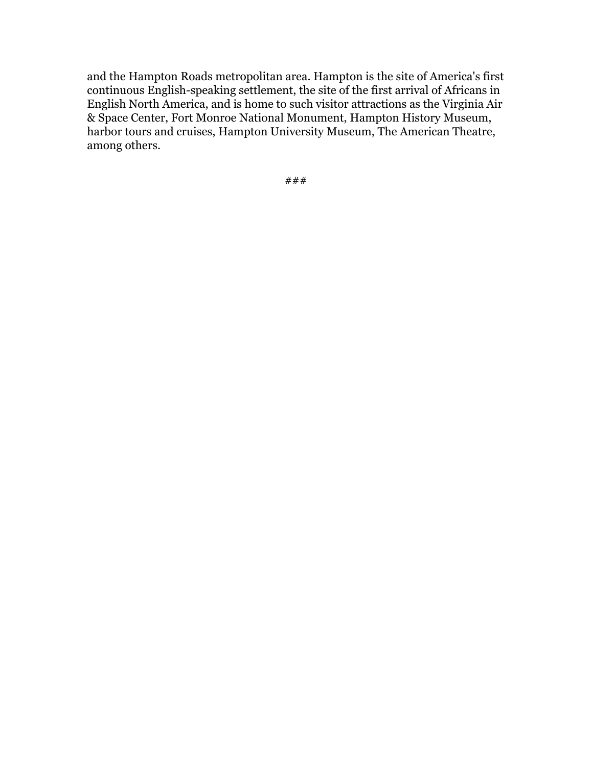and the Hampton Roads metropolitan area. Hampton is the site of America's first continuous English-speaking settlement, the site of the first arrival of Africans in English North America, and is home to such visitor attractions as the Virginia Air & Space Center, Fort Monroe National Monument, Hampton History Museum, harbor tours and cruises, Hampton University Museum, The American Theatre, among others.

###